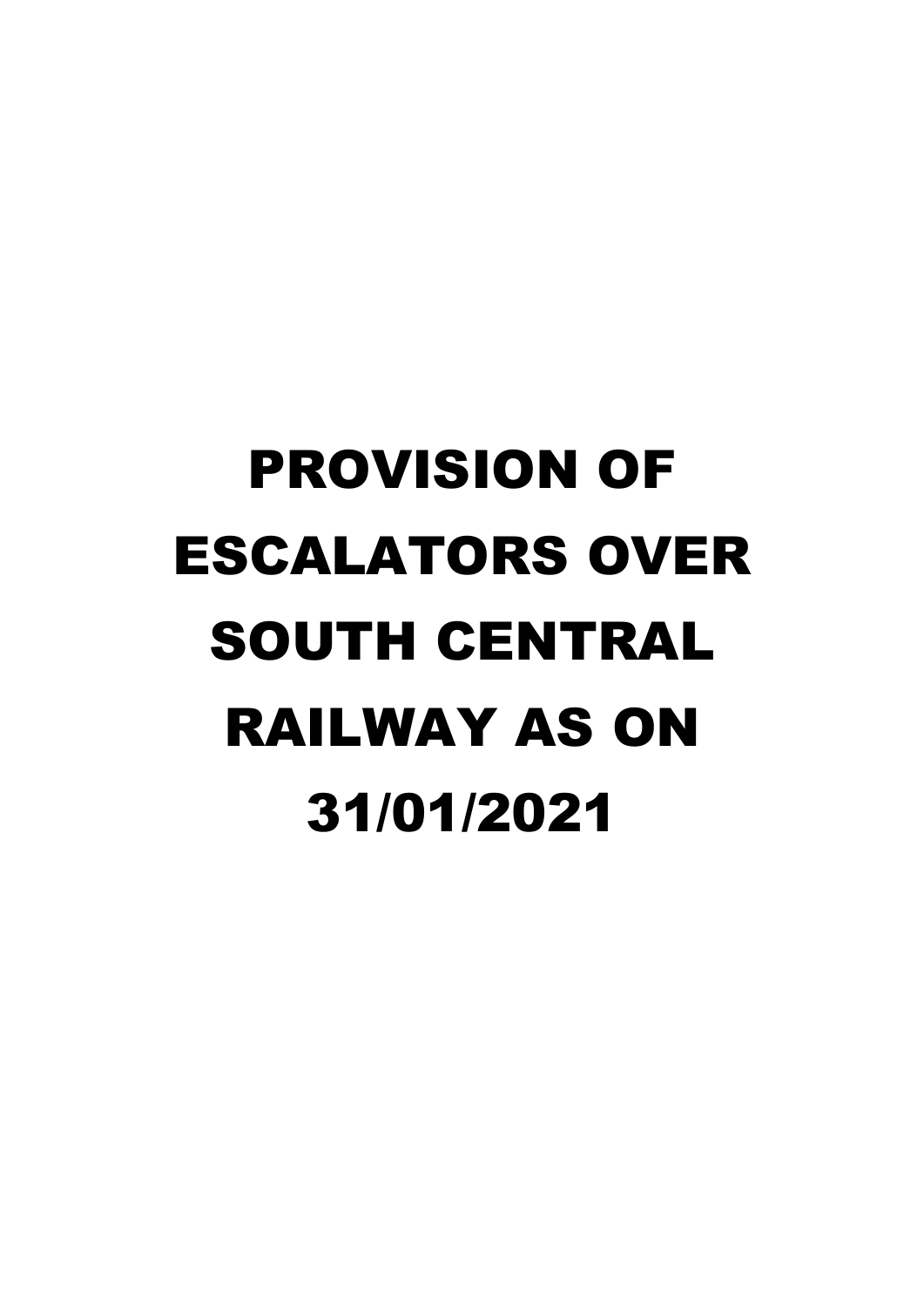# PROVISION OF ESCALATORS OVER SOUTH CENTRAL RAILWAY AS ON 31/01/2021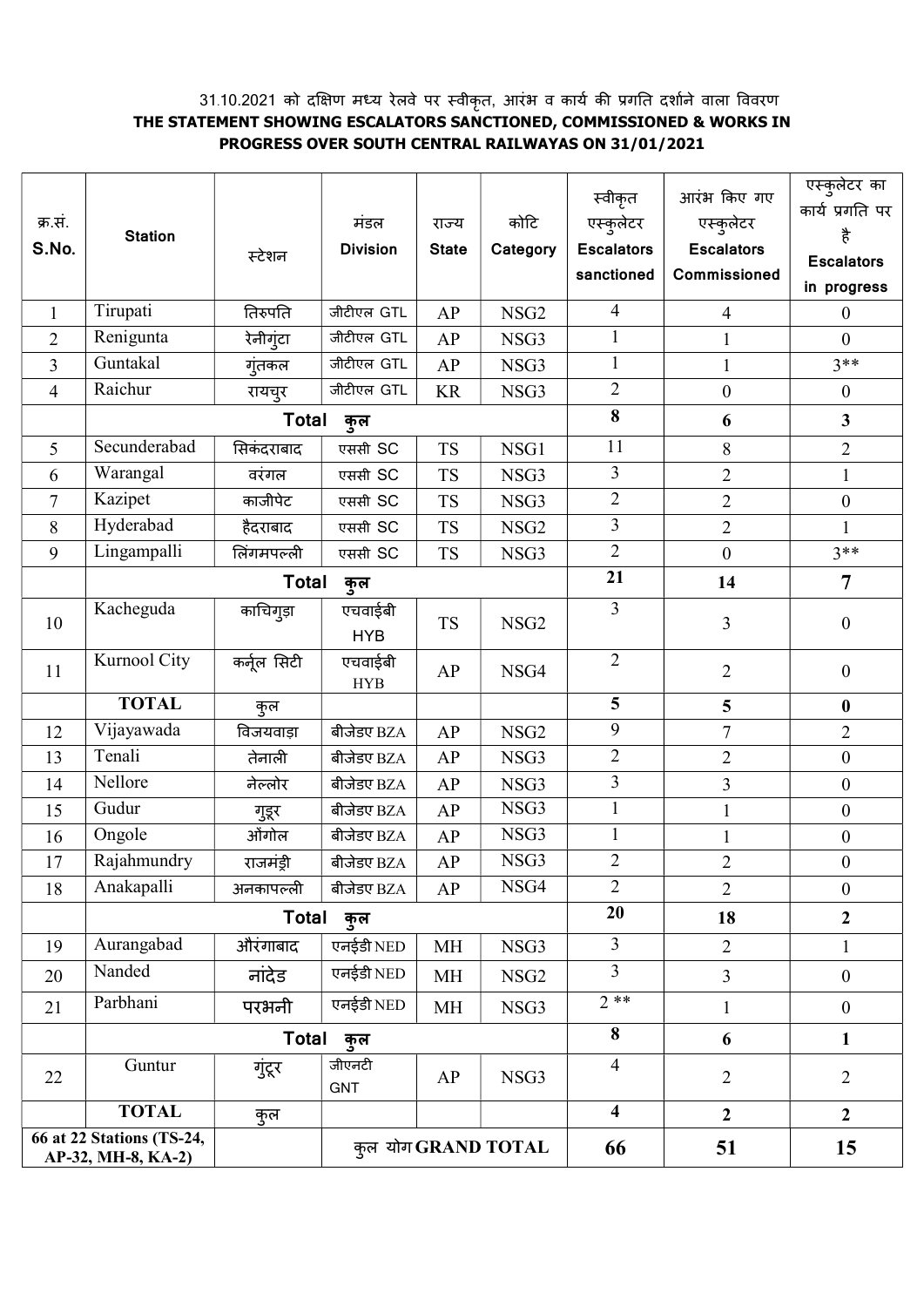31.10.2021 को दक्षिण मध्य रेलवे पर स्वीकृत, आरंभ व कार्य की प्रगति दर्शाने वाला विवरण

**THE STATEMENT SHOWING ESCALATORS SANCTIONED, COMMISSIONED & WORKS IN PROGRESS OVER SOUTH CENTRAL RAILWAYAS ON 31/01/2021**

| क्र.सं. S.No. | Station | स्टेशन | मंडल Division | राज्य State | कोटि Category | स्वीकृत एस्कुलेटर Escalators sanctioned | आरंभ किए गए एस्कुलेटर Escalators Commissioned | एस्कुलेटर का कार्य प्रगति पर है Escalators in progress |
|---|---|---|---|---|---|---|---|---|
| 1 | Tirupati | तिरुपति | जीटीएल GTL | AP | NSG2 | 4 | 4 | 0 |
| 2 | Renigunta | रेनीगुंटा | जीटीएल GTL | AP | NSG3 | 1 | 1 | 0 |
| 3 | Guntakal | गुंतकल | जीटीएल GTL | AP | NSG3 | 1 | 1 | 3** |
| 4 | Raichur | रायचुर | जीटीएल GTL | KR | NSG3 | 2 | 0 | 0 |
| | Total कुल | | | | | **8** | **6** | **3** |
| 5 | Secunderabad | सिकंदराबाद | एससी SC | TS | NSG1 | 11 | 8 | 2 |
| 6 | Warangal | वरंगल | एससी SC | TS | NSG3 | 3 | 2 | 1 |
| 7 | Kazipet | काजीपेट | एससी SC | TS | NSG3 | 2 | 2 | 0 |
| 8 | Hyderabad | हैदराबाद | एससी SC | TS | NSG2 | 3 | 2 | 1 |
| 9 | Lingampalli | लिंगमपल्ली | एससी SC | TS | NSG3 | 2 | 0 | 3** |
| | Total कुल | | | | | **21** | **14** | **7** |
| 10 | Kacheguda | काचिगुड़ा | एचवाईबी HYB | TS | NSG2 | 3 | 3 | 0 |
| 11 | Kurnool City | कर्नूल सिटी | एचवाईबी HYB | AP | NSG4 | 2 | 2 | 0 |
| | **TOTAL** | कुल | | | | **5** | **5** | **0** |
| 12 | Vijayawada | विजयवाड़ा | बीजेडए BZA | AP | NSG2 | 9 | 7 | 2 |
| 13 | Tenali | तेनाली | बीजेडए BZA | AP | NSG3 | 2 | 2 | 0 |
| 14 | Nellore | नेल्लोर | बीजेडए BZA | AP | NSG3 | 3 | 3 | 0 |
| 15 | Gudur | गुडूर | बीजेडए BZA | AP | NSG3 | 1 | 1 | 0 |
| 16 | Ongole | ओंगोल | बीजेडए BZA | AP | NSG3 | 1 | 1 | 0 |
| 17 | Rajahmundry | राजमंड्री | बीजेडए BZA | AP | NSG3 | 2 | 2 | 0 |
| 18 | Anakapalli | अनकापल्ली | बीजेडए BZA | AP | NSG4 | 2 | 2 | 0 |
| | Total कुल | | | | | **20** | **18** | **2** |
| 19 | Aurangabad | औरंगाबाद | एनईडी NED | MH | NSG3 | 3 | 2 | 1 |
| 20 | Nanded | नांदेड | एनईडी NED | MH | NSG2 | 3 | 3 | 0 |
| 21 | Parbhani | परभनी | एनईडी NED | MH | NSG3 | 2 ** | 1 | 0 |
| | Total कुल | | | | | **8** | **6** | **1** |
| 22 | Guntur | गुंटूर | जीएनटी GNT | AP | NSG3 | 4 | 2 | 2 |
| | **TOTAL** | कुल | | | | **4** | **2** | **2** |
| **66 at 22 Stations (TS-24, AP-32, MH-8, KA-2)** | | | कुल योग **GRAND TOTAL** | | | **66** | **51** | **15** |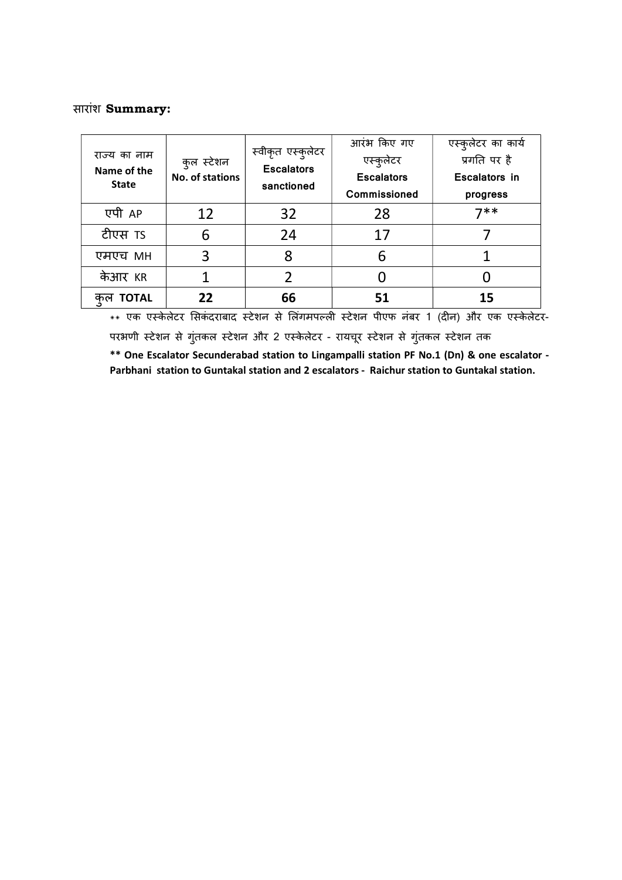सारांश **Summary:**

| राज्य का नाम Name of the State | कुल स्टेशन No. of stations | स्वीकृत एस्कुलेटर Escalators sanctioned | आरंभ किए गए एस्कुलेटर Escalators Commissioned | एस्कुलेटर का कार्य प्रगति पर है Escalators in progress |
|---|---|---|---|---|
| एपी AP | 12 | 32 | 28 | 7** |
| टीएस TS | 6 | 24 | 17 | 7 |
| एमएच MH | 3 | 8 | 6 | 1 |
| केआर KR | 1 | 2 | 0 | 0 |
| **कुल TOTAL** | **22** | **66** | **51** | **15** |

** एक एस्केलेटर सिकंदराबाद स्टेशन से लिंगमपल्ली स्टेशन पीएफ नंबर 1 (दीन) और एक एस्केलेटर- परभणी स्टेशन से गुंतकल स्टेशन और 2 एस्केलेटर - रायचूर स्टेशन से गुंतकल स्टेशन तक

**** One Escalator Secunderabad station to Lingampalli station PF No.1 (Dn) & one escalator - Parbhani station to Guntakal station and 2 escalators - Raichur station to Guntakal station.**